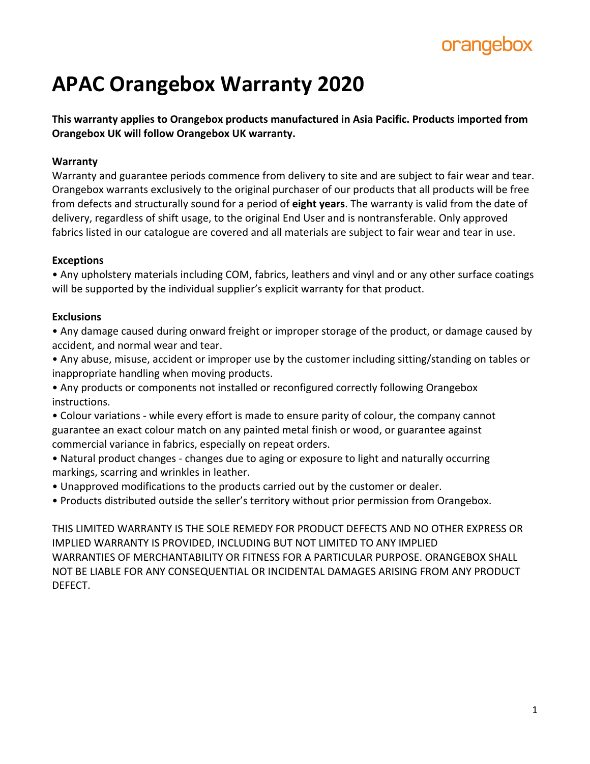orangebox

# APAC Orangebox Warranty 2020

**This warranty applies to Orangebox products manufactured in Asia Pacific. Products imported from Orangebox UK will follow Orangebox UK warranty.**

**Warranty**

Warranty and guarantee periods commence from delivery to site and are subject to fair wear and tear. Orangebox warrants exclusively to the original purchaser of our products that all products will be free from defects and structurally sound for a period of **eight years**. The warranty is valid from the date of delivery, regardless of shift usage, to the original End User and is nontransferable. Only approved fabrics listed in our catalogue are covered and all materials are subject to fair wear and tear in use.

**Exceptions**

- Any upholstery materials including COM, fabrics, leathers and vinyl and or any other surface coatings will be supported by the individual supplier's explicit warranty for that product.

**Exclusions**

- Any damage caused during onward freight or improper storage of the product, or damage caused by accident, and normal wear and tear.
- Any abuse, misuse, accident or improper use by the customer including sitting/standing on tables or inappropriate handling when moving products.
- Any products or components not installed or reconfigured correctly following Orangebox instructions.
- Colour variations - while every effort is made to ensure parity of colour, the company cannot guarantee an exact colour match on any painted metal finish or wood, or guarantee against commercial variance in fabrics, especially on repeat orders.
- Natural product changes - changes due to aging or exposure to light and naturally occurring markings, scarring and wrinkles in leather.
- Unapproved modifications to the products carried out by the customer or dealer.
- Products distributed outside the seller's territory without prior permission from Orangebox.

THIS LIMITED WARRANTY IS THE SOLE REMEDY FOR PRODUCT DEFECTS AND NO OTHER EXPRESS OR IMPLIED WARRANTY IS PROVIDED, INCLUDING BUT NOT LIMITED TO ANY IMPLIED WARRANTIES OF MERCHANTABILITY OR FITNESS FOR A PARTICULAR PURPOSE. ORANGEBOX SHALL NOT BE LIABLE FOR ANY CONSEQUENTIAL OR INCIDENTAL DAMAGES ARISING FROM ANY PRODUCT DEFECT.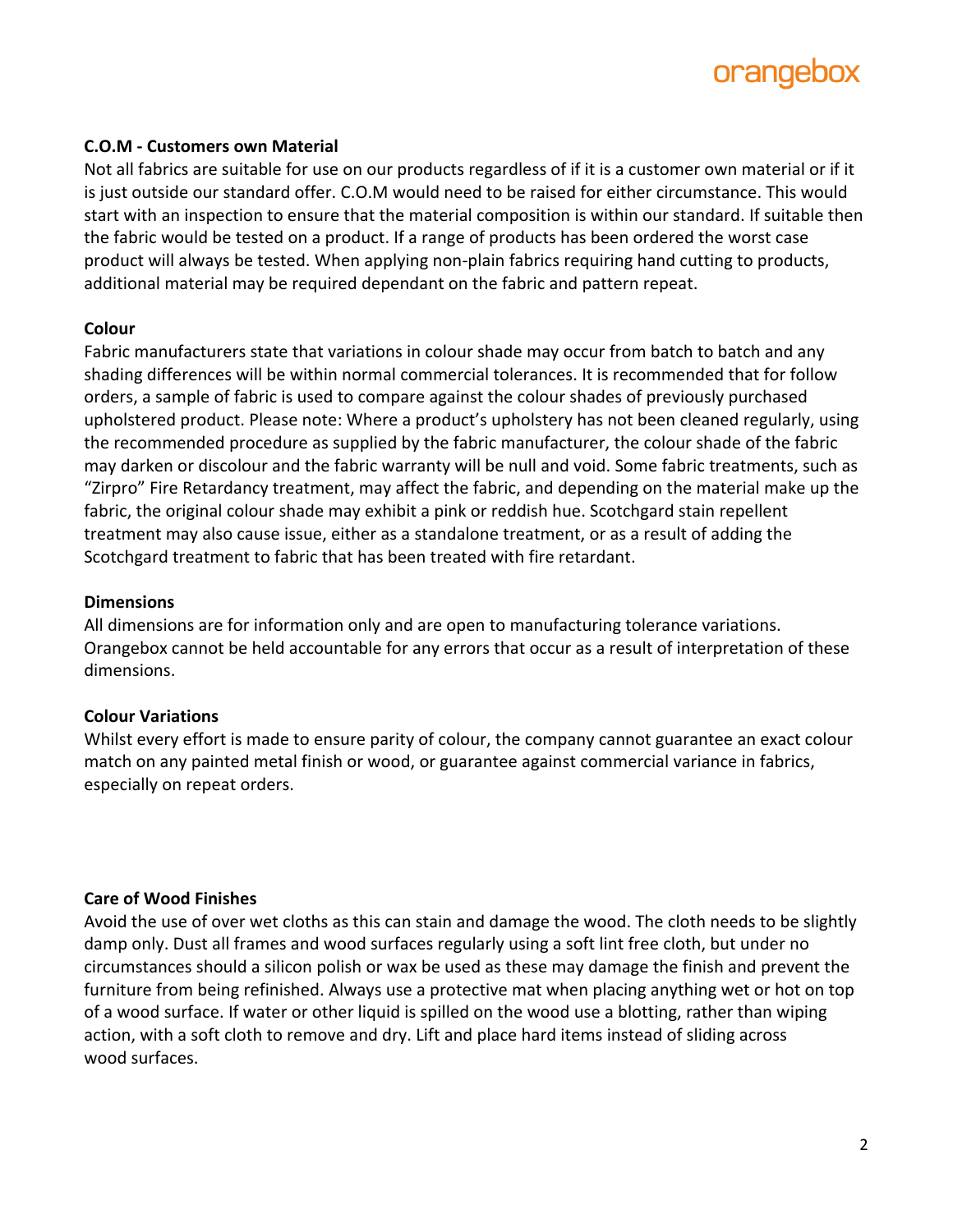**C.O.M - Customers own Material**

Not all fabrics are suitable for use on our products regardless of if it is a customer own material or if it is just outside our standard offer. C.O.M would need to be raised for either circumstance. This would start with an inspection to ensure that the material composition is within our standard. If suitable then the fabric would be tested on a product. If a range of products has been ordered the worst case product will always be tested. When applying non-plain fabrics requiring hand cutting to products, additional material may be required dependant on the fabric and pattern repeat.

**Colour**

Fabric manufacturers state that variations in colour shade may occur from batch to batch and any shading differences will be within normal commercial tolerances. It is recommended that for follow orders, a sample of fabric is used to compare against the colour shades of previously purchased upholstered product. Please note: Where a product's upholstery has not been cleaned regularly, using the recommended procedure as supplied by the fabric manufacturer, the colour shade of the fabric may darken or discolour and the fabric warranty will be null and void. Some fabric treatments, such as "Zirpro" Fire Retardancy treatment, may affect the fabric, and depending on the material make up the fabric, the original colour shade may exhibit a pink or reddish hue. Scotchgard stain repellent treatment may also cause issue, either as a standalone treatment, or as a result of adding the Scotchgard treatment to fabric that has been treated with fire retardant.

**Dimensions**

All dimensions are for information only and are open to manufacturing tolerance variations. Orangebox cannot be held accountable for any errors that occur as a result of interpretation of these dimensions.

**Colour Variations**

Whilst every effort is made to ensure parity of colour, the company cannot guarantee an exact colour match on any painted metal finish or wood, or guarantee against commercial variance in fabrics, especially on repeat orders.

**Care of Wood Finishes**

Avoid the use of over wet cloths as this can stain and damage the wood. The cloth needs to be slightly damp only. Dust all frames and wood surfaces regularly using a soft lint free cloth, but under no circumstances should a silicon polish or wax be used as these may damage the finish and prevent the furniture from being refinished. Always use a protective mat when placing anything wet or hot on top of a wood surface. If water or other liquid is spilled on the wood use a blotting, rather than wiping action, with a soft cloth to remove and dry. Lift and place hard items instead of sliding across wood surfaces.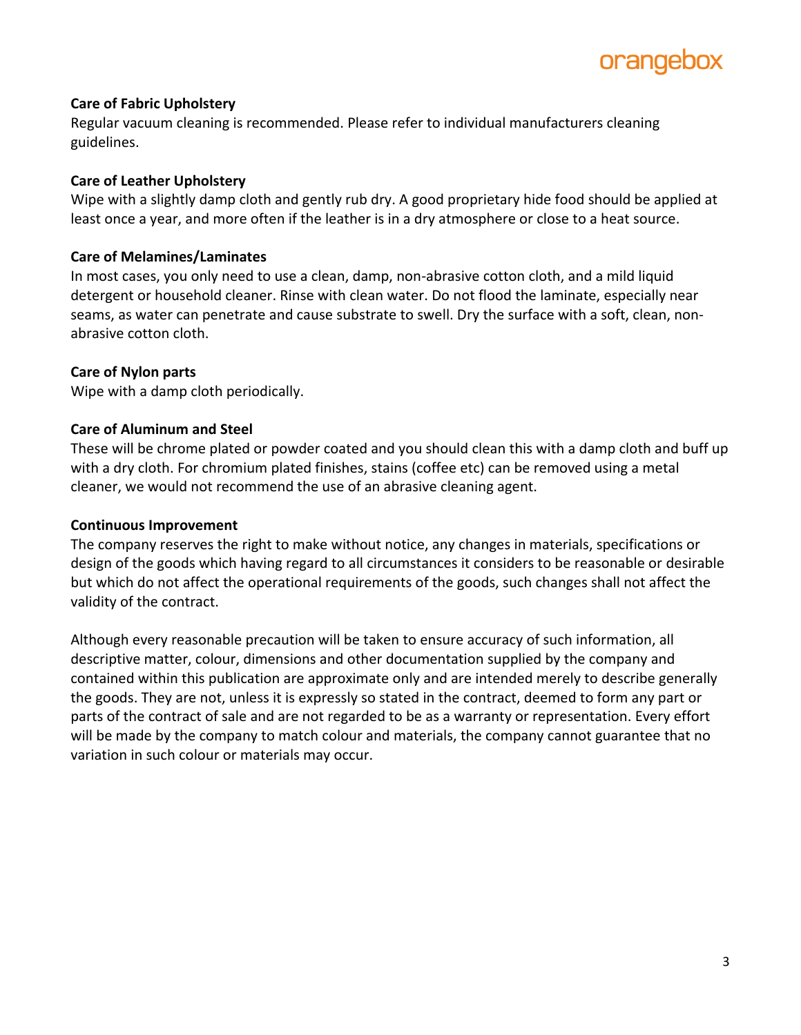**Care of Fabric Upholstery**

Regular vacuum cleaning is recommended. Please refer to individual manufacturers cleaning guidelines.

**Care of Leather Upholstery**

Wipe with a slightly damp cloth and gently rub dry. A good proprietary hide food should be applied at least once a year, and more often if the leather is in a dry atmosphere or close to a heat source.

**Care of Melamines/Laminates**

In most cases, you only need to use a clean, damp, non-abrasive cotton cloth, and a mild liquid detergent or household cleaner. Rinse with clean water. Do not flood the laminate, especially near seams, as water can penetrate and cause substrate to swell. Dry the surface with a soft, clean, non-abrasive cotton cloth.

**Care of Nylon parts**

Wipe with a damp cloth periodically.

**Care of Aluminum and Steel**

These will be chrome plated or powder coated and you should clean this with a damp cloth and buff up with a dry cloth. For chromium plated finishes, stains (coffee etc) can be removed using a metal cleaner, we would not recommend the use of an abrasive cleaning agent.

**Continuous Improvement**

The company reserves the right to make without notice, any changes in materials, specifications or design of the goods which having regard to all circumstances it considers to be reasonable or desirable but which do not affect the operational requirements of the goods, such changes shall not affect the validity of the contract.

Although every reasonable precaution will be taken to ensure accuracy of such information, all descriptive matter, colour, dimensions and other documentation supplied by the company and contained within this publication are approximate only and are intended merely to describe generally the goods. They are not, unless it is expressly so stated in the contract, deemed to form any part or parts of the contract of sale and are not regarded to be as a warranty or representation. Every effort will be made by the company to match colour and materials, the company cannot guarantee that no variation in such colour or materials may occur.